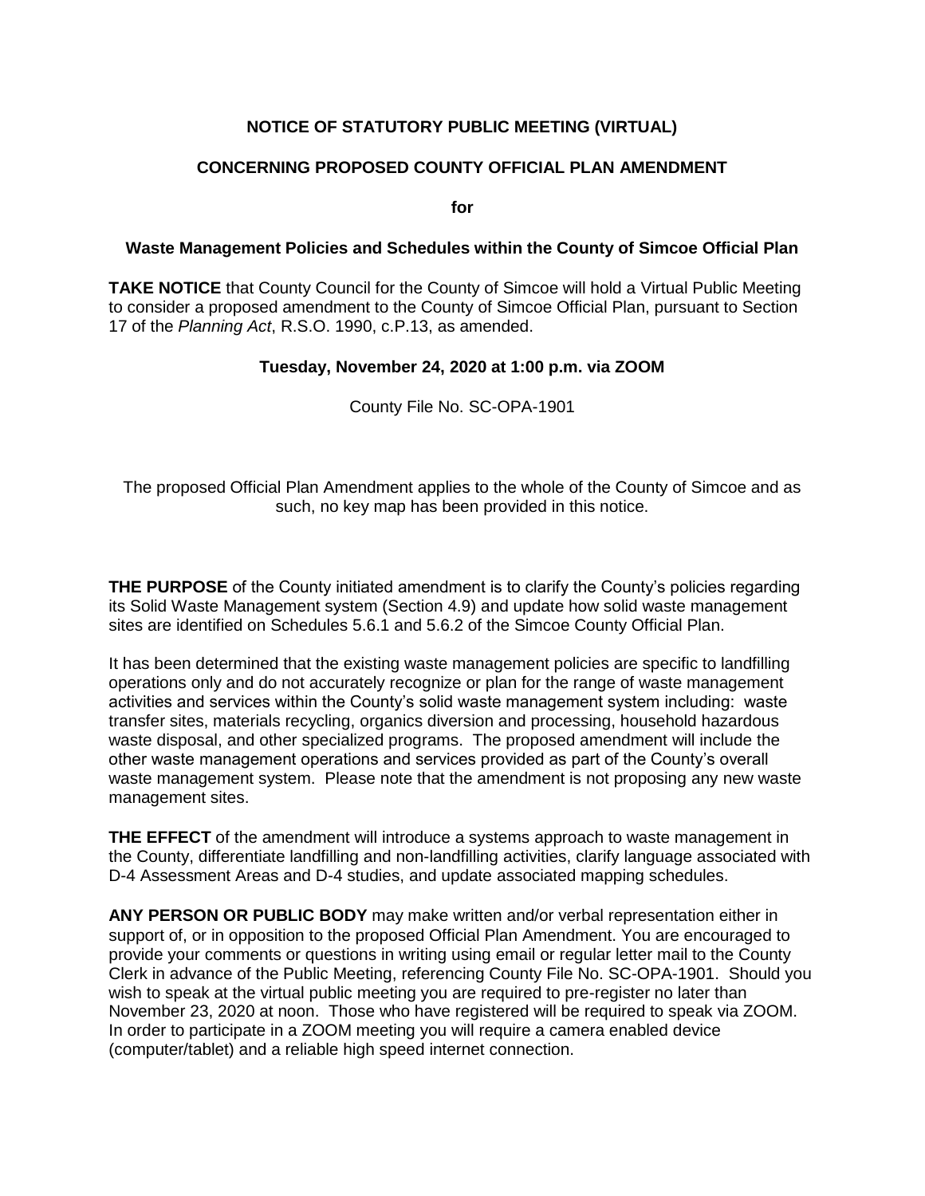**NOTICE OF STATUTORY PUBLIC MEETING (VIRTUAL)**

**CONCERNING PROPOSED COUNTY OFFICIAL PLAN AMENDMENT**

**for**

**Waste Management Policies and Schedules within the County of Simcoe Official Plan**

**TAKE NOTICE** that County Council for the County of Simcoe will hold a Virtual Public Meeting to consider a proposed amendment to the County of Simcoe Official Plan, pursuant to Section 17 of the *Planning Act*, R.S.O. 1990, c.P.13, as amended.

**Tuesday, November 24, 2020 at 1:00 p.m. via ZOOM**

County File No. SC-OPA-1901

The proposed Official Plan Amendment applies to the whole of the County of Simcoe and as such, no key map has been provided in this notice.

**THE PURPOSE** of the County initiated amendment is to clarify the County's policies regarding its Solid Waste Management system (Section 4.9) and update how solid waste management sites are identified on Schedules 5.6.1 and 5.6.2 of the Simcoe County Official Plan.

It has been determined that the existing waste management policies are specific to landfilling operations only and do not accurately recognize or plan for the range of waste management activities and services within the County's solid waste management system including: waste transfer sites, materials recycling, organics diversion and processing, household hazardous waste disposal, and other specialized programs. The proposed amendment will include the other waste management operations and services provided as part of the County's overall waste management system. Please note that the amendment is not proposing any new waste management sites.

**THE EFFECT** of the amendment will introduce a systems approach to waste management in the County, differentiate landfilling and non-landfilling activities, clarify language associated with D-4 Assessment Areas and D-4 studies, and update associated mapping schedules.

**ANY PERSON OR PUBLIC BODY** may make written and/or verbal representation either in support of, or in opposition to the proposed Official Plan Amendment. You are encouraged to provide your comments or questions in writing using email or regular letter mail to the County Clerk in advance of the Public Meeting, referencing County File No. SC-OPA-1901. Should you wish to speak at the virtual public meeting you are required to pre-register no later than November 23, 2020 at noon. Those who have registered will be required to speak via ZOOM. In order to participate in a ZOOM meeting you will require a camera enabled device (computer/tablet) and a reliable high speed internet connection.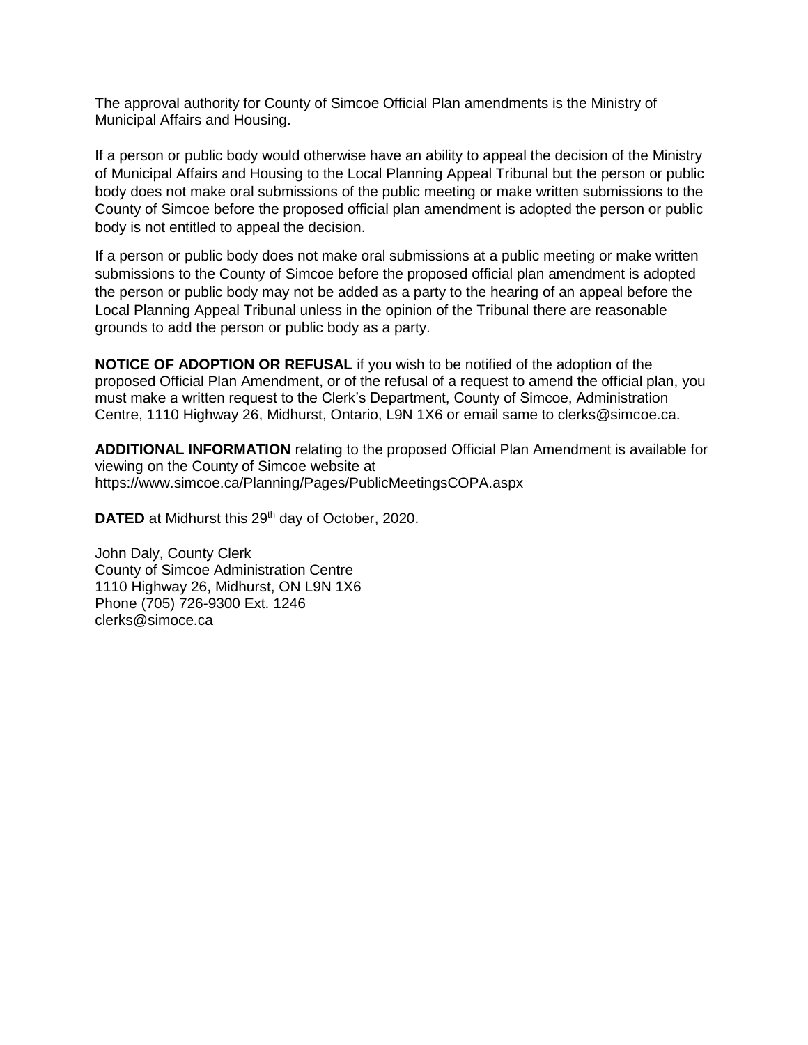The approval authority for County of Simcoe Official Plan amendments is the Ministry of Municipal Affairs and Housing.

If a person or public body would otherwise have an ability to appeal the decision of the Ministry of Municipal Affairs and Housing to the Local Planning Appeal Tribunal but the person or public body does not make oral submissions of the public meeting or make written submissions to the County of Simcoe before the proposed official plan amendment is adopted the person or public body is not entitled to appeal the decision.

If a person or public body does not make oral submissions at a public meeting or make written submissions to the County of Simcoe before the proposed official plan amendment is adopted the person or public body may not be added as a party to the hearing of an appeal before the Local Planning Appeal Tribunal unless in the opinion of the Tribunal there are reasonable grounds to add the person or public body as a party.

**NOTICE OF ADOPTION OR REFUSAL** if you wish to be notified of the adoption of the proposed Official Plan Amendment, or of the refusal of a request to amend the official plan, you must make a written request to the Clerk's Department, County of Simcoe, Administration Centre, 1110 Highway 26, Midhurst, Ontario, L9N 1X6 or email same to clerks@simcoe.ca.

**ADDITIONAL INFORMATION** relating to the proposed Official Plan Amendment is available for viewing on the County of Simcoe website at https://www.simcoe.ca/Planning/Pages/PublicMeetingsCOPA.aspx

**DATED** at Midhurst this 29th day of October, 2020.

John Daly, County Clerk
County of Simcoe Administration Centre
1110 Highway 26, Midhurst, ON L9N 1X6
Phone (705) 726-9300 Ext. 1246
clerks@simoce.ca